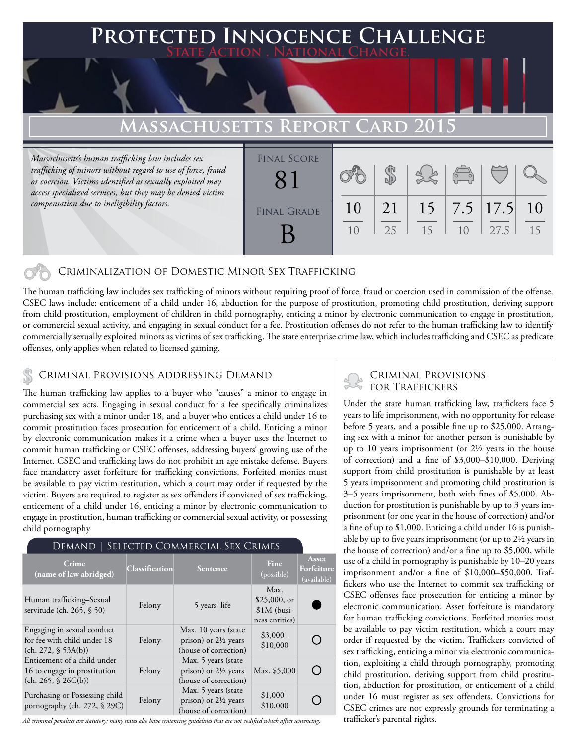# Protected Innocence Challenge

State Action . National Change.

## Massachusetts Report Card 2015

*Massachusetts's human trafficking law includes sex trafficking of minors without regard to use of force, fraud or coercion. Victims identified as sexually exploited may access specialized services, but they may be denied victim compensation due to ineligibility factors.*

| Final Score | Final Grade |
|---|---|
| 81 | B |

| Criminalization | Demand | Traffickers | Facilitators | Protective Provisions | Investigation |
|---|---|---|---|---|---|
| 10/10 | 21/25 | 15/15 | 7.5/10 | 17.5/27.5 | 10/15 |

### Criminalization of Domestic Minor Sex Trafficking

The human trafficking law includes sex trafficking of minors without requiring proof of force, fraud or coercion used in commission of the offense. CSEC laws include: enticement of a child under 16, abduction for the purpose of prostitution, promoting child prostitution, deriving support from child prostitution, employment of children in child pornography, enticing a minor by electronic communication to engage in prostitution, or commercial sexual activity, and engaging in sexual conduct for a fee. Prostitution offenses do not refer to the human trafficking law to identify commercially sexually exploited minors as victims of sex trafficking. The state enterprise crime law, which includes trafficking and CSEC as predicate offenses, only applies when related to licensed gaming.

### Criminal Provisions Addressing Demand

The human trafficking law applies to a buyer who "causes" a minor to engage in commercial sex acts. Engaging in sexual conduct for a fee specifically criminalizes purchasing sex with a minor under 18, and a buyer who entices a child under 16 to commit prostitution faces prosecution for enticement of a child. Enticing a minor by electronic communication makes it a crime when a buyer uses the Internet to commit human trafficking or CSEC offenses, addressing buyers' growing use of the Internet. CSEC and trafficking laws do not prohibit an age mistake defense. Buyers face mandatory asset forfeiture for trafficking convictions. Forfeited monies must be available to pay victim restitution, which a court may order if requested by the victim. Buyers are required to register as sex offenders if convicted of sex trafficking, enticement of a child under 16, enticing a minor by electronic communication to engage in prostitution, human trafficking or commercial sexual activity, or possessing child pornography

**Demand | Selected Commercial Sex Crimes**

| Crime (name of law abridged) | Classification | Sentence | Fine (possible) | Asset Forfeiture (available) |
|---|---|---|---|---|
| Human trafficking–Sexual servitude (ch. 265, § 50) | Felony | 5 years–life | Max. $25,000, or $1M (business entities) | ● |
| Engaging in sexual conduct for fee with child under 18 (ch. 272, § 53A(b)) | Felony | Max. 10 years (state prison) or 2½ years (house of correction) | $3,000–$10,000 | ○ |
| Enticement of a child under 16 to engage in prostitution (ch. 265, § 26C(b)) | Felony | Max. 5 years (state prison) or 2½ years (house of correction) | Max. $5,000 | ○ |
| Purchasing or Possessing child pornography (ch. 272, § 29C) | Felony | Max. 5 years (state prison) or 2½ years (house of correction) | $1,000–$10,000 | ○ |

*All criminal penalties are statutory; many states also have sentencing guidelines that are not codified which affect sentencing.*

### Criminal Provisions for Traffickers

Under the state human trafficking law, traffickers face 5 years to life imprisonment, with no opportunity for release before 5 years, and a possible fine up to $25,000. Arranging sex with a minor for another person is punishable by up to 10 years imprisonment (or 2½ years in the house of correction) and a fine of $3,000–$10,000. Deriving support from child prostitution is punishable by at least 5 years imprisonment and promoting child prostitution is 3–5 years imprisonment, both with fines of $5,000. Abduction for prostitution is punishable by up to 3 years imprisonment (or one year in the house of correction) and/or a fine of up to $1,000. Enticing a child under 16 is punishable by up to five years imprisonment (or up to 2½ years in the house of correction) and/or a fine up to $5,000, while use of a child in pornography is punishable by 10–20 years imprisonment and/or a fine of $10,000–$50,000. Traffickers who use the Internet to commit sex trafficking or CSEC offenses face prosecution for enticing a minor by electronic communication. Asset forfeiture is mandatory for human trafficking convictions. Forfeited monies must be available to pay victim restitution, which a court may order if requested by the victim. Traffickers convicted of sex trafficking, enticing a minor via electronic communication, exploiting a child through pornography, promoting child prostitution, deriving support from child prostitution, abduction for prostitution, or enticement of a child under 16 must register as sex offenders. Convictions for CSEC crimes are not expressly grounds for terminating a trafficker's parental rights.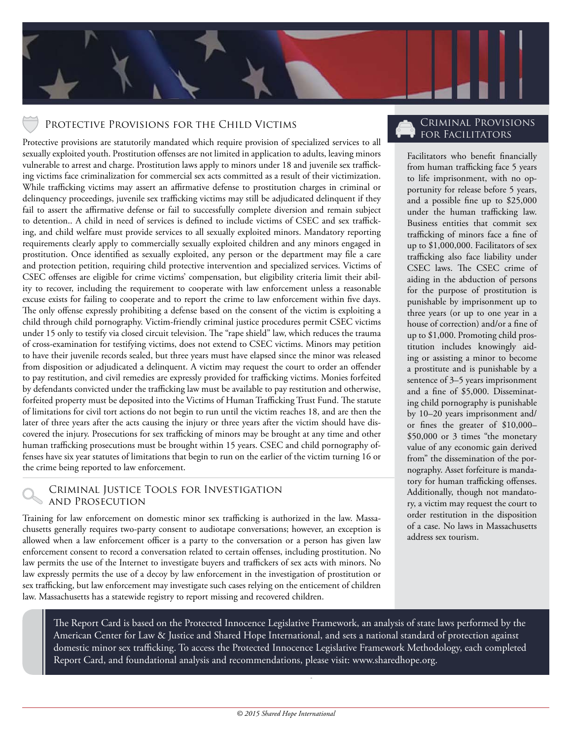## Protective Provisions for the Child Victims

Protective provisions are statutorily mandated which require provision of specialized services to all sexually exploited youth. Prostitution offenses are not limited in application to adults, leaving minors vulnerable to arrest and charge. Prostitution laws apply to minors under 18 and juvenile sex trafficking victims face criminalization for commercial sex acts committed as a result of their victimization. While trafficking victims may assert an affirmative defense to prostitution charges in criminal or delinquency proceedings, juvenile sex trafficking victims may still be adjudicated delinquent if they fail to assert the affirmative defense or fail to successfully complete diversion and remain subject to detention.. A child in need of services is defined to include victims of CSEC and sex trafficking, and child welfare must provide services to all sexually exploited minors. Mandatory reporting requirements clearly apply to commercially sexually exploited children and any minors engaged in prostitution. Once identified as sexually exploited, any person or the department may file a care and protection petition, requiring child protective intervention and specialized services. Victims of CSEC offenses are eligible for crime victims' compensation, but eligibility criteria limit their ability to recover, including the requirement to cooperate with law enforcement unless a reasonable excuse exists for failing to cooperate and to report the crime to law enforcement within five days. The only offense expressly prohibiting a defense based on the consent of the victim is exploiting a child through child pornography. Victim-friendly criminal justice procedures permit CSEC victims under 15 only to testify via closed circuit television. The "rape shield" law, which reduces the trauma of cross-examination for testifying victims, does not extend to CSEC victims. Minors may petition to have their juvenile records sealed, but three years must have elapsed since the minor was released from disposition or adjudicated a delinquent. A victim may request the court to order an offender to pay restitution, and civil remedies are expressly provided for trafficking victims. Monies forfeited by defendants convicted under the trafficking law must be available to pay restitution and otherwise, forfeited property must be deposited into the Victims of Human Trafficking Trust Fund. The statute of limitations for civil tort actions do not begin to run until the victim reaches 18, and are then the later of three years after the acts causing the injury or three years after the victim should have discovered the injury. Prosecutions for sex trafficking of minors may be brought at any time and other human trafficking prosecutions must be brought within 15 years. CSEC and child pornography offenses have six year statutes of limitations that begin to run on the earlier of the victim turning 16 or the crime being reported to law enforcement.

## Criminal Justice Tools for Investigation and Prosecution

Training for law enforcement on domestic minor sex trafficking is authorized in the law. Massachusetts generally requires two-party consent to audiotape conversations; however, an exception is allowed when a law enforcement officer is a party to the conversation or a person has given law enforcement consent to record a conversation related to certain offenses, including prostitution. No law permits the use of the Internet to investigate buyers and traffickers of sex acts with minors. No law expressly permits the use of a decoy by law enforcement in the investigation of prostitution or sex trafficking, but law enforcement may investigate such cases relying on the enticement of children law. Massachusetts has a statewide registry to report missing and recovered children.

## Criminal Provisions for Facilitators

Facilitators who benefit financially from human trafficking face 5 years to life imprisonment, with no opportunity for release before 5 years, and a possible fine up to $25,000 under the human trafficking law. Business entities that commit sex trafficking of minors face a fine of up to $1,000,000. Facilitators of sex trafficking also face liability under CSEC laws. The CSEC crime of aiding in the abduction of persons for the purpose of prostitution is punishable by imprisonment up to three years (or up to one year in a house of correction) and/or a fine of up to $1,000. Promoting child prostitution includes knowingly aiding or assisting a minor to become a prostitute and is punishable by a sentence of 3–5 years imprisonment and a fine of $5,000. Disseminating child pornography is punishable by 10–20 years imprisonment and/or fines the greater of $10,000–$50,000 or 3 times "the monetary value of any economic gain derived from" the dissemination of the pornography. Asset forfeiture is mandatory for human trafficking offenses. Additionally, though not mandatory, a victim may request the court to order restitution in the disposition of a case. No laws in Massachusetts address sex tourism.

The Report Card is based on the Protected Innocence Legislative Framework, an analysis of state laws performed by the American Center for Law & Justice and Shared Hope International, and sets a national standard of protection against domestic minor sex trafficking. To access the Protected Innocence Legislative Framework Methodology, each completed Report Card, and foundational analysis and recommendations, please visit: www.sharedhope.org.

*© 2015 Shared Hope International*